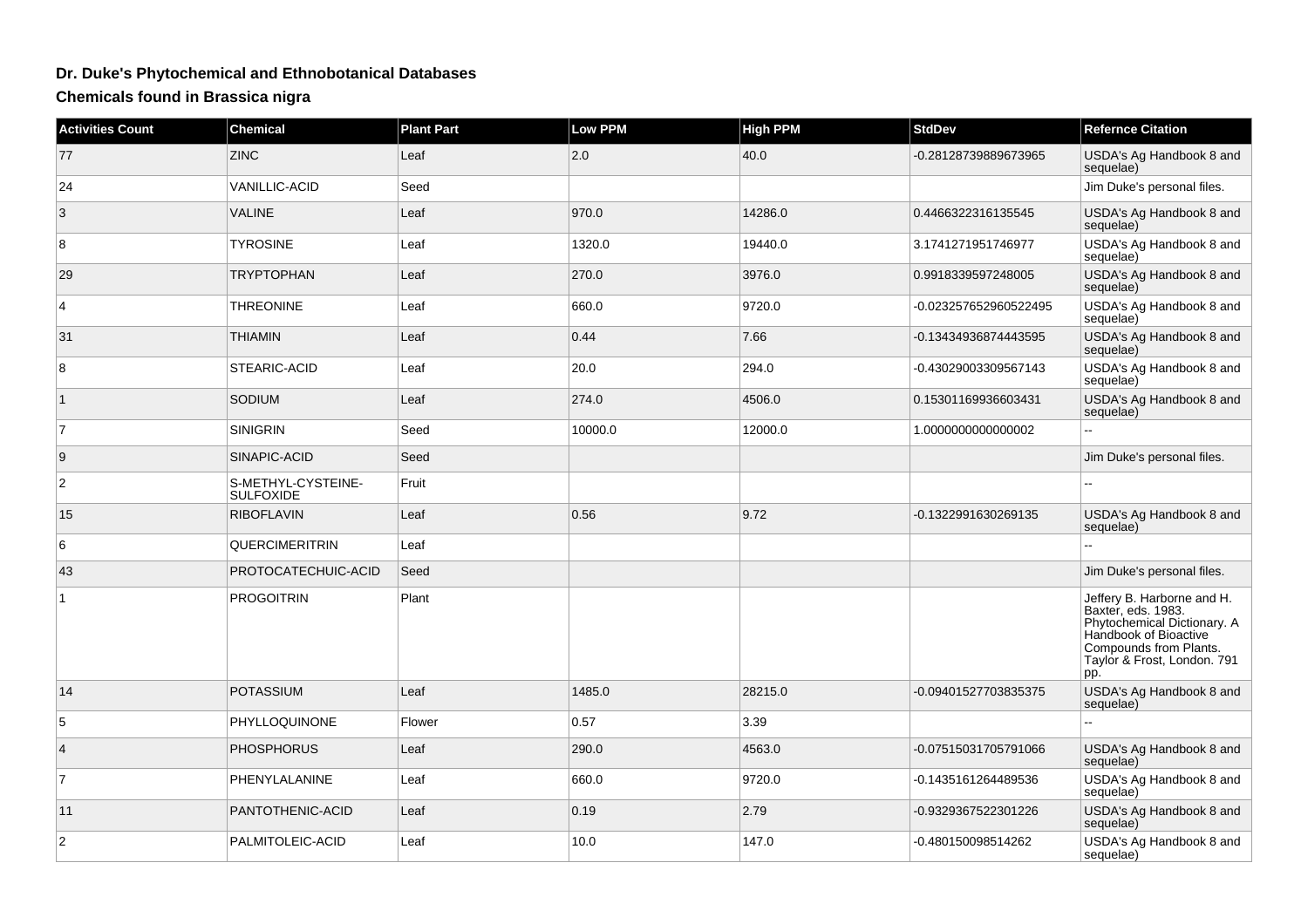## Dr. Duke's Phytochemical and Ethnobotanical Databases

### Chemicals found in Brassica nigra

| Activities Count | Chemical | Plant Part | Low PPM | High PPM | StdDev | Refernce Citation |
|---|---|---|---|---|---|---|
| 77 | ZINC | Leaf | 2.0 | 40.0 | -0.28128739889673965 | USDA's Ag Handbook 8 and sequelae) |
| 24 | VANILLIC-ACID | Seed | | | | Jim Duke's personal files. |
| 3 | VALINE | Leaf | 970.0 | 14286.0 | 0.4466322316135545 | USDA's Ag Handbook 8 and sequelae) |
| 8 | TYROSINE | Leaf | 1320.0 | 19440.0 | 3.1741271951746977 | USDA's Ag Handbook 8 and sequelae) |
| 29 | TRYPTOPHAN | Leaf | 270.0 | 3976.0 | 0.9918339597248005 | USDA's Ag Handbook 8 and sequelae) |
| 4 | THREONINE | Leaf | 660.0 | 9720.0 | -0.023257652960522495 | USDA's Ag Handbook 8 and sequelae) |
| 31 | THIAMIN | Leaf | 0.44 | 7.66 | -0.13434936874443595 | USDA's Ag Handbook 8 and sequelae) |
| 8 | STEARIC-ACID | Leaf | 20.0 | 294.0 | -0.43029003309567143 | USDA's Ag Handbook 8 and sequelae) |
| 1 | SODIUM | Leaf | 274.0 | 4506.0 | 0.15301169936603431 | USDA's Ag Handbook 8 and sequelae) |
| 7 | SINIGRIN | Seed | 10000.0 | 12000.0 | 1.0000000000000002 | -- |
| 9 | SINAPIC-ACID | Seed | | | | Jim Duke's personal files. |
| 2 | S-METHYL-CYSTEINE-SULFOXIDE | Fruit | | | | -- |
| 15 | RIBOFLAVIN | Leaf | 0.56 | 9.72 | -0.1322991630269135 | USDA's Ag Handbook 8 and sequelae) |
| 6 | QUERCIMERITRIN | Leaf | | | | -- |
| 43 | PROTOCATECHUIC-ACID | Seed | | | | Jim Duke's personal files. |
| 1 | PROGOITRIN | Plant | | | | Jeffery B. Harborne and H. Baxter, eds. 1983. Phytochemical Dictionary. A Handbook of Bioactive Compounds from Plants. Taylor & Frost, London. 791 pp. |
| 14 | POTASSIUM | Leaf | 1485.0 | 28215.0 | -0.09401527703835375 | USDA's Ag Handbook 8 and sequelae) |
| 5 | PHYLLOQUINONE | Flower | 0.57 | 3.39 | | -- |
| 4 | PHOSPHORUS | Leaf | 290.0 | 4563.0 | -0.07515031705791066 | USDA's Ag Handbook 8 and sequelae) |
| 7 | PHENYLALANINE | Leaf | 660.0 | 9720.0 | -0.1435161264489536 | USDA's Ag Handbook 8 and sequelae) |
| 11 | PANTOTHENIC-ACID | Leaf | 0.19 | 2.79 | -0.9329367522301226 | USDA's Ag Handbook 8 and sequelae) |
| 2 | PALMITOLEIC-ACID | Leaf | 10.0 | 147.0 | -0.480150098514262 | USDA's Ag Handbook 8 and sequelae) |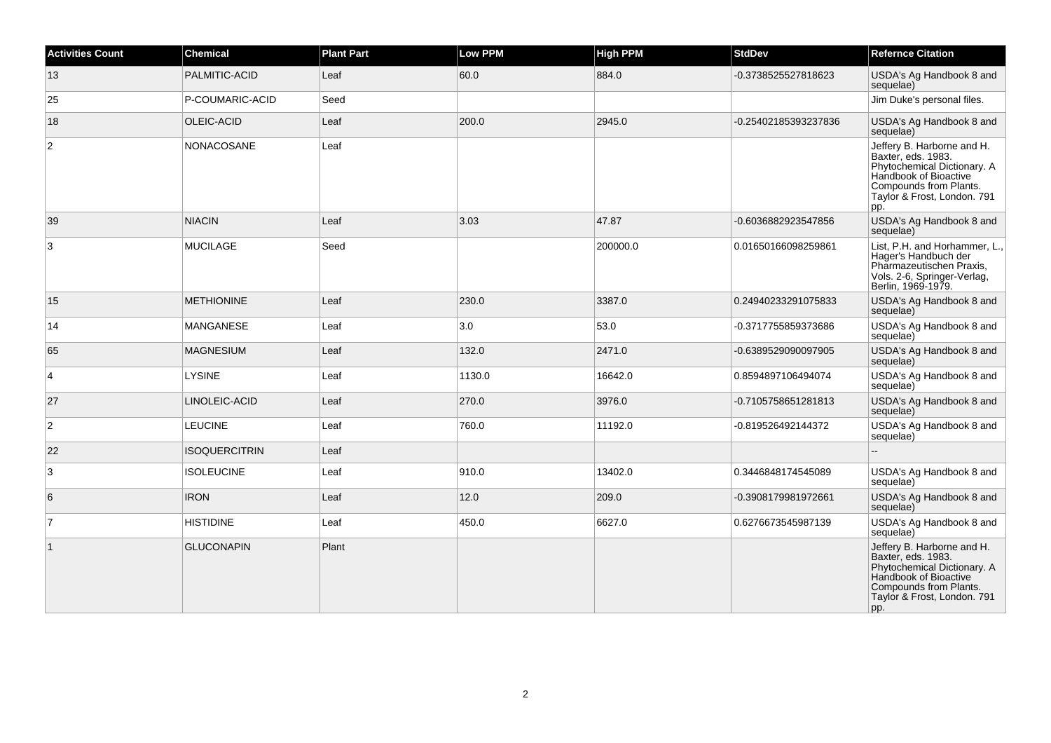| Activities Count | Chemical | Plant Part | Low PPM | High PPM | StdDev | Refernce Citation |
|---|---|---|---|---|---|---|
| 13 | PALMITIC-ACID | Leaf | 60.0 | 884.0 | -0.3738525527818623 | USDA's Ag Handbook 8 and sequelae) |
| 25 | P-COUMARIC-ACID | Seed | | | | Jim Duke's personal files. |
| 18 | OLEIC-ACID | Leaf | 200.0 | 2945.0 | -0.25402185393237836 | USDA's Ag Handbook 8 and sequelae) |
| 2 | NONACOSANE | Leaf | | | | Jeffery B. Harborne and H. Baxter, eds. 1983. Phytochemical Dictionary. A Handbook of Bioactive Compounds from Plants. Taylor & Frost, London. 791 pp. |
| 39 | NIACIN | Leaf | 3.03 | 47.87 | -0.6036882923547856 | USDA's Ag Handbook 8 and sequelae) |
| 3 | MUCILAGE | Seed | | 200000.0 | 0.01650166098259861 | List, P.H. and Horhammer, L., Hager's Handbuch der Pharmazeutischen Praxis, Vols. 2-6, Springer-Verlag, Berlin, 1969-1979. |
| 15 | METHIONINE | Leaf | 230.0 | 3387.0 | 0.24940233291075833 | USDA's Ag Handbook 8 and sequelae) |
| 14 | MANGANESE | Leaf | 3.0 | 53.0 | -0.3717755859373686 | USDA's Ag Handbook 8 and sequelae) |
| 65 | MAGNESIUM | Leaf | 132.0 | 2471.0 | -0.6389529090097905 | USDA's Ag Handbook 8 and sequelae) |
| 4 | LYSINE | Leaf | 1130.0 | 16642.0 | 0.8594897106494074 | USDA's Ag Handbook 8 and sequelae) |
| 27 | LINOLEIC-ACID | Leaf | 270.0 | 3976.0 | -0.7105758651281813 | USDA's Ag Handbook 8 and sequelae) |
| 2 | LEUCINE | Leaf | 760.0 | 11192.0 | -0.819526492144372 | USDA's Ag Handbook 8 and sequelae) |
| 22 | ISOQUERCITRIN | Leaf | | | | -- |
| 3 | ISOLEUCINE | Leaf | 910.0 | 13402.0 | 0.3446848174545089 | USDA's Ag Handbook 8 and sequelae) |
| 6 | IRON | Leaf | 12.0 | 209.0 | -0.3908179981972661 | USDA's Ag Handbook 8 and sequelae) |
| 7 | HISTIDINE | Leaf | 450.0 | 6627.0 | 0.6276673545987139 | USDA's Ag Handbook 8 and sequelae) |
| 1 | GLUCONAPIN | Plant | | | | Jeffery B. Harborne and H. Baxter, eds. 1983. Phytochemical Dictionary. A Handbook of Bioactive Compounds from Plants. Taylor & Frost, London. 791 pp. |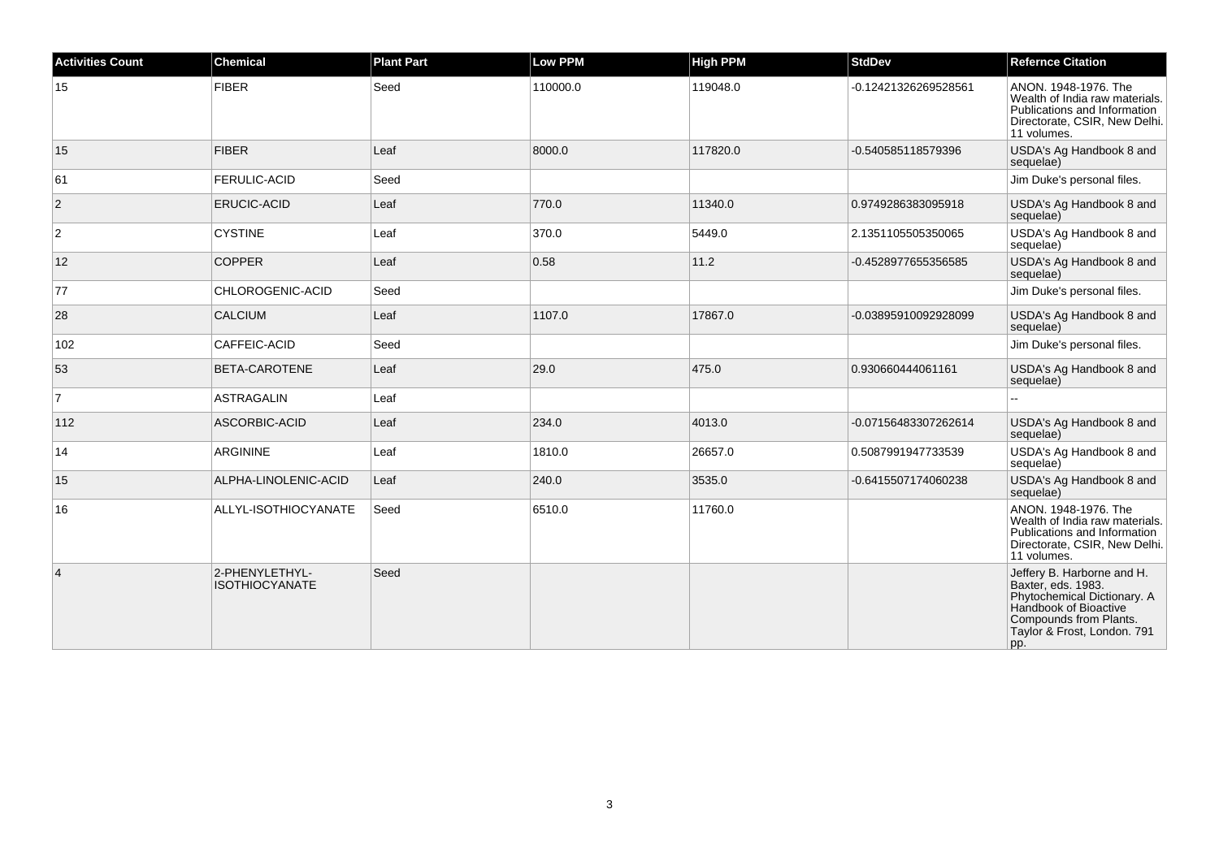| Activities Count | Chemical | Plant Part | Low PPM | High PPM | StdDev | Refernce Citation |
|---|---|---|---|---|---|---|
| 15 | FIBER | Seed | 110000.0 | 119048.0 | -0.12421326269528561 | ANON. 1948-1976. The Wealth of India raw materials. Publications and Information Directorate, CSIR, New Delhi. 11 volumes. |
| 15 | FIBER | Leaf | 8000.0 | 117820.0 | -0.540585118579396 | USDA's Ag Handbook 8 and sequelae) |
| 61 | FERULIC-ACID | Seed | | | | Jim Duke's personal files. |
| 2 | ERUCIC-ACID | Leaf | 770.0 | 11340.0 | 0.9749286383095918 | USDA's Ag Handbook 8 and sequelae) |
| 2 | CYSTINE | Leaf | 370.0 | 5449.0 | 2.1351105505350065 | USDA's Ag Handbook 8 and sequelae) |
| 12 | COPPER | Leaf | 0.58 | 11.2 | -0.4528977655356585 | USDA's Ag Handbook 8 and sequelae) |
| 77 | CHLOROGENIC-ACID | Seed | | | | Jim Duke's personal files. |
| 28 | CALCIUM | Leaf | 1107.0 | 17867.0 | -0.03895910092928099 | USDA's Ag Handbook 8 and sequelae) |
| 102 | CAFFEIC-ACID | Seed | | | | Jim Duke's personal files. |
| 53 | BETA-CAROTENE | Leaf | 29.0 | 475.0 | 0.930660444061161 | USDA's Ag Handbook 8 and sequelae) |
| 7 | ASTRAGALIN | Leaf | | | | -- |
| 112 | ASCORBIC-ACID | Leaf | 234.0 | 4013.0 | -0.07156483307262614 | USDA's Ag Handbook 8 and sequelae) |
| 14 | ARGININE | Leaf | 1810.0 | 26657.0 | 0.5087991947733539 | USDA's Ag Handbook 8 and sequelae) |
| 15 | ALPHA-LINOLENIC-ACID | Leaf | 240.0 | 3535.0 | -0.6415507174060238 | USDA's Ag Handbook 8 and sequelae) |
| 16 | ALLYL-ISOTHIOCYANATE | Seed | 6510.0 | 11760.0 | | ANON. 1948-1976. The Wealth of India raw materials. Publications and Information Directorate, CSIR, New Delhi. 11 volumes. |
| 4 | 2-PHENYLETHYL-ISOTHIOCYANATE | Seed | | | | Jeffery B. Harborne and H. Baxter, eds. 1983. Phytochemical Dictionary. A Handbook of Bioactive Compounds from Plants. Taylor & Frost, London. 791 pp. |